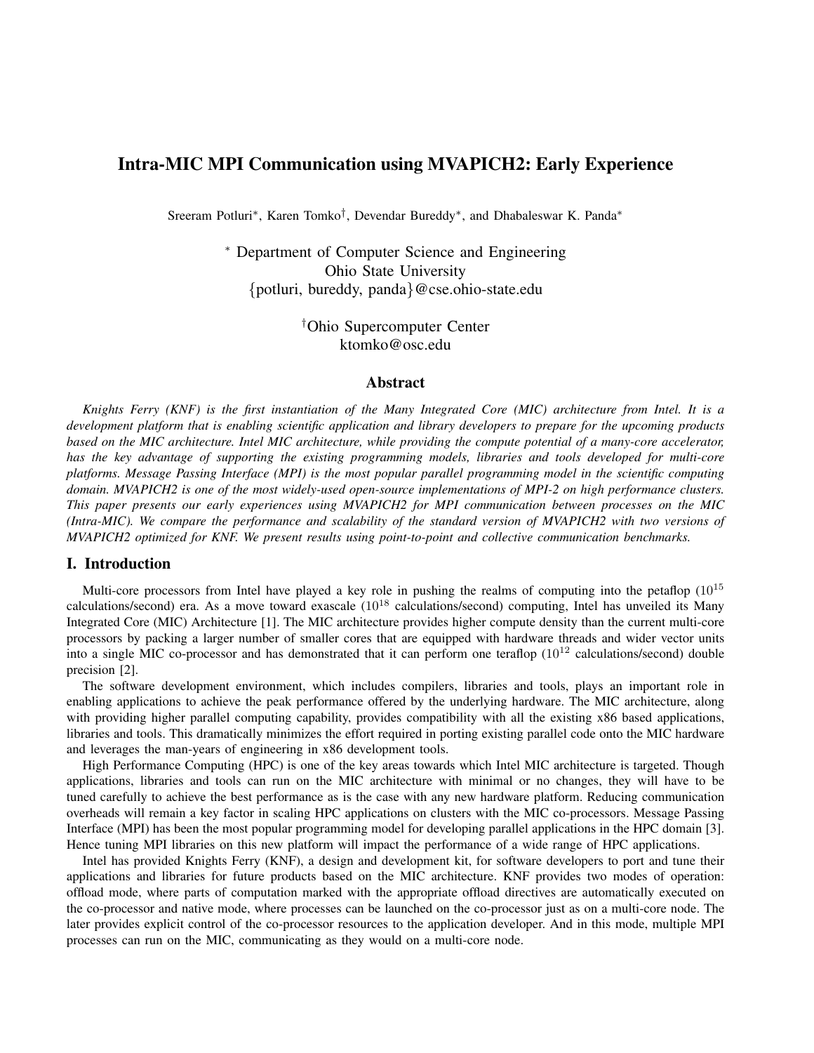# Intra-MIC MPI Communication using MVAPICH2: Early Experience

Sreeram Potluri*, Karen Tomko†, Devendar Bureddy*, and Dhabaleswar K. Panda*

\* Department of Computer Science and Engineering
Ohio State University
{potluri, bureddy, panda}@cse.ohio-state.edu

†Ohio Supercomputer Center
ktomko@osc.edu

## Abstract

*Knights Ferry (KNF) is the first instantiation of the Many Integrated Core (MIC) architecture from Intel. It is a development platform that is enabling scientific application and library developers to prepare for the upcoming products based on the MIC architecture. Intel MIC architecture, while providing the compute potential of a many-core accelerator, has the key advantage of supporting the existing programming models, libraries and tools developed for multi-core platforms. Message Passing Interface (MPI) is the most popular parallel programming model in the scientific computing domain. MVAPICH2 is one of the most widely-used open-source implementations of MPI-2 on high performance clusters. This paper presents our early experiences using MVAPICH2 for MPI communication between processes on the MIC (Intra-MIC). We compare the performance and scalability of the standard version of MVAPICH2 with two versions of MVAPICH2 optimized for KNF. We present results using point-to-point and collective communication benchmarks.*

## I. Introduction

Multi-core processors from Intel have played a key role in pushing the realms of computing into the petaflop ($10^{15}$ calculations/second) era. As a move toward exascale ($10^{18}$ calculations/second) computing, Intel has unveiled its Many Integrated Core (MIC) Architecture [1]. The MIC architecture provides higher compute density than the current multi-core processors by packing a larger number of smaller cores that are equipped with hardware threads and wider vector units into a single MIC co-processor and has demonstrated that it can perform one teraflop ($10^{12}$ calculations/second) double precision [2].

The software development environment, which includes compilers, libraries and tools, plays an important role in enabling applications to achieve the peak performance offered by the underlying hardware. The MIC architecture, along with providing higher parallel computing capability, provides compatibility with all the existing x86 based applications, libraries and tools. This dramatically minimizes the effort required in porting existing parallel code onto the MIC hardware and leverages the man-years of engineering in x86 development tools.

High Performance Computing (HPC) is one of the key areas towards which Intel MIC architecture is targeted. Though applications, libraries and tools can run on the MIC architecture with minimal or no changes, they will have to be tuned carefully to achieve the best performance as is the case with any new hardware platform. Reducing communication overheads will remain a key factor in scaling HPC applications on clusters with the MIC co-processors. Message Passing Interface (MPI) has been the most popular programming model for developing parallel applications in the HPC domain [3]. Hence tuning MPI libraries on this new platform will impact the performance of a wide range of HPC applications.

Intel has provided Knights Ferry (KNF), a design and development kit, for software developers to port and tune their applications and libraries for future products based on the MIC architecture. KNF provides two modes of operation: offload mode, where parts of computation marked with the appropriate offload directives are automatically executed on the co-processor and native mode, where processes can be launched on the co-processor just as on a multi-core node. The later provides explicit control of the co-processor resources to the application developer. And in this mode, multiple MPI processes can run on the MIC, communicating as they would on a multi-core node.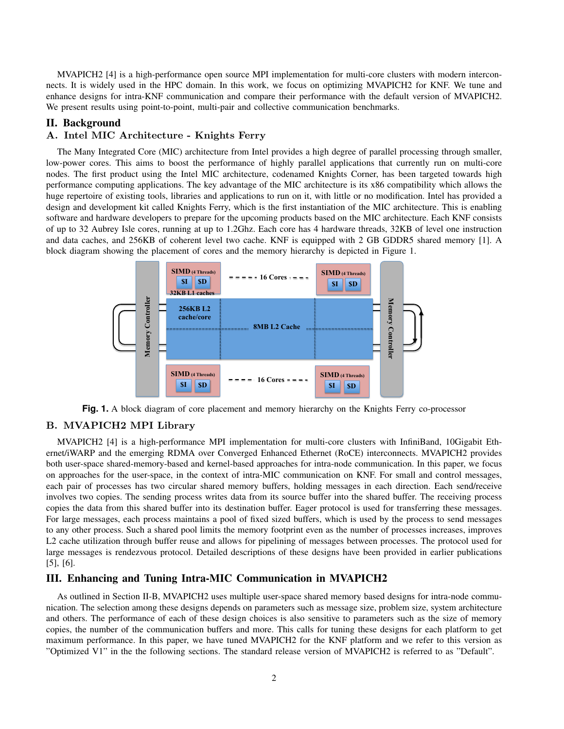MVAPICH2 [4] is a high-performance open source MPI implementation for multi-core clusters with modern interconnects. It is widely used in the HPC domain. In this work, we focus on optimizing MVAPICH2 for KNF. We tune and enhance designs for intra-KNF communication and compare their performance with the default version of MVAPICH2. We present results using point-to-point, multi-pair and collective communication benchmarks.

# II. Background

## A. Intel MIC Architecture - Knights Ferry

The Many Integrated Core (MIC) architecture from Intel provides a high degree of parallel processing through smaller, low-power cores. This aims to boost the performance of highly parallel applications that currently run on multi-core nodes. The first product using the Intel MIC architecture, codenamed Knights Corner, has been targeted towards high performance computing applications. The key advantage of the MIC architecture is its x86 compatibility which allows the huge repertoire of existing tools, libraries and applications to run on it, with little or no modification. Intel has provided a design and development kit called Knights Ferry, which is the first instantiation of the MIC architecture. This is enabling software and hardware developers to prepare for the upcoming products based on the MIC architecture. Each KNF consists of up to 32 Aubrey Isle cores, running at up to 1.2Ghz. Each core has 4 hardware threads, 32KB of level one instruction and data caches, and 256KB of coherent level two cache. KNF is equipped with 2 GB GDDR5 shared memory [1]. A block diagram showing the placement of cores and the memory hierarchy is depicted in Figure 1.

SIMD (4 Threads)
$I
$D
32KB L1 caches
16 Cores
256KB L2 cache/core
8MB L2 Cache
Memory Controller
Memory Controller

**Fig. 1.** A block diagram of core placement and memory hierarchy on the Knights Ferry co-processor

## B. MVAPICH2 MPI Library

MVAPICH2 [4] is a high-performance MPI implementation for multi-core clusters with InfiniBand, 10Gigabit Ethernet/iWARP and the emerging RDMA over Converged Enhanced Ethernet (RoCE) interconnects. MVAPICH2 provides both user-space shared-memory-based and kernel-based approaches for intra-node communication. In this paper, we focus on approaches for the user-space, in the context of intra-MIC communication on KNF. For small and control messages, each pair of processes has two circular shared memory buffers, holding messages in each direction. Each send/receive involves two copies. The sending process writes data from its source buffer into the shared buffer. The receiving process copies the data from this shared buffer into its destination buffer. Eager protocol is used for transferring these messages. For large messages, each process maintains a pool of fixed sized buffers, which is used by the process to send messages to any other process. Such a shared pool limits the memory footprint even as the number of processes increases, improves L2 cache utilization through buffer reuse and allows for pipelining of messages between processes. The protocol used for large messages is rendezvous protocol. Detailed descriptions of these designs have been provided in earlier publications [5], [6].

# III. Enhancing and Tuning Intra-MIC Communication in MVAPICH2

As outlined in Section II-B, MVAPICH2 uses multiple user-space shared memory based designs for intra-node communication. The selection among these designs depends on parameters such as message size, problem size, system architecture and others. The performance of each of these design choices is also sensitive to parameters such as the size of memory copies, the number of the communication buffers and more. This calls for tuning these designs for each platform to get maximum performance. In this paper, we have tuned MVAPICH2 for the KNF platform and we refer to this version as "Optimized V1" in the the following sections. The standard release version of MVAPICH2 is referred to as "Default".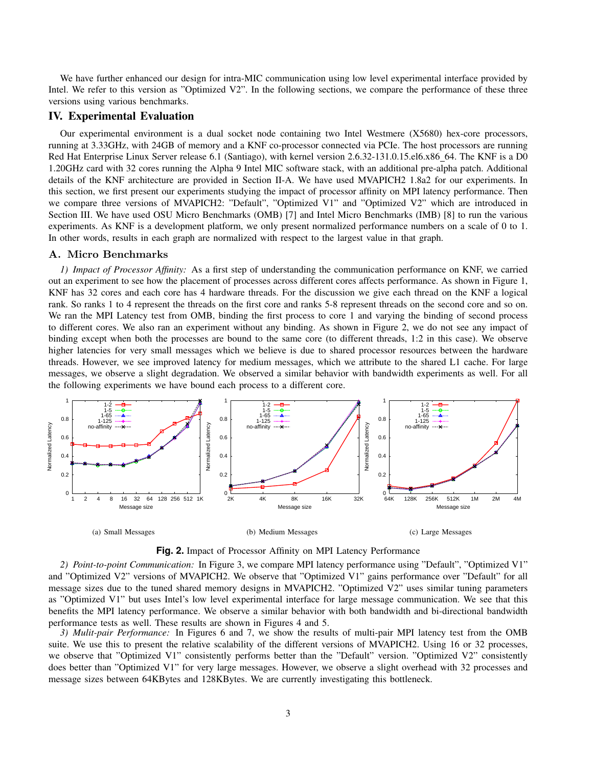We have further enhanced our design for intra-MIC communication using low level experimental interface provided by Intel. We refer to this version as "Optimized V2". In the following sections, we compare the performance of these three versions using various benchmarks.

## IV. Experimental Evaluation

Our experimental environment is a dual socket node containing two Intel Westmere (X5680) hex-core processors, running at 3.33GHz, with 24GB of memory and a KNF co-processor connected via PCIe. The host processors are running Red Hat Enterprise Linux Server release 6.1 (Santiago), with kernel version 2.6.32-131.0.15.el6.x86_64. The KNF is a D0 1.20GHz card with 32 cores running the Alpha 9 Intel MIC software stack, with an additional pre-alpha patch. Additional details of the KNF architecture are provided in Section II-A. We have used MVAPICH2 1.8a2 for our experiments. In this section, we first present our experiments studying the impact of processor affinity on MPI latency performance. Then we compare three versions of MVAPICH2: "Default", "Optimized V1" and "Optimized V2" which are introduced in Section III. We have used OSU Micro Benchmarks (OMB) [7] and Intel Micro Benchmarks (IMB) [8] to run the various experiments. As KNF is a development platform, we only present normalized performance numbers on a scale of 0 to 1. In other words, results in each graph are normalized with respect to the largest value in that graph.

### A. Micro Benchmarks

*1) Impact of Processor Affinity:* As a first step of understanding the communication performance on KNF, we carried out an experiment to see how the placement of processes across different cores affects performance. As shown in Figure 1, KNF has 32 cores and each core has 4 hardware threads. For the discussion we give each thread on the KNF a logical rank. So ranks 1 to 4 represent the threads on the first core and ranks 5-8 represent threads on the second core and so on. We ran the MPI Latency test from OMB, binding the first process to core 1 and varying the binding of second process to different cores. We also ran an experiment without any binding. As shown in Figure 2, we do not see any impact of binding except when both the processes are bound to the same core (to different threads, 1:2 in this case). We observe higher latencies for very small messages which we believe is due to shared processor resources between the hardware threads. However, we see improved latency for medium messages, which we attribute to the shared L1 cache. For large messages, we observe a slight degradation. We observed a similar behavior with bandwidth experiments as well. For all the following experiments we have bound each process to a different core.

Normalized Latency
1-2
1-5
1-65
1-125
no-affinity
Message size

(a) Small Messages

(b) Medium Messages

(c) Large Messages

**Fig. 2.** Impact of Processor Affinity on MPI Latency Performance

*2) Point-to-point Communication:* In Figure 3, we compare MPI latency performance using "Default", "Optimized V1" and "Optimized V2" versions of MVAPICH2. We observe that "Optimized V1" gains performance over "Default" for all message sizes due to the tuned shared memory designs in MVAPICH2. "Optimized V2" uses similar tuning parameters as "Optimized V1" but uses Intel's low level experimental interface for large message communication. We see that this benefits the MPI latency performance. We observe a similar behavior with both bandwidth and bi-directional bandwidth performance tests as well. These results are shown in Figures 4 and 5.

*3) Mulit-pair Performance:* In Figures 6 and 7, we show the results of multi-pair MPI latency test from the OMB suite. We use this to present the relative scalability of the different versions of MVAPICH2. Using 16 or 32 processes, we observe that "Optimized V1" consistently performs better than the "Default" version. "Optimized V2" consistently does better than "Optimized V1" for very large messages. However, we observe a slight overhead with 32 processes and message sizes between 64KBytes and 128KBytes. We are currently investigating this bottleneck.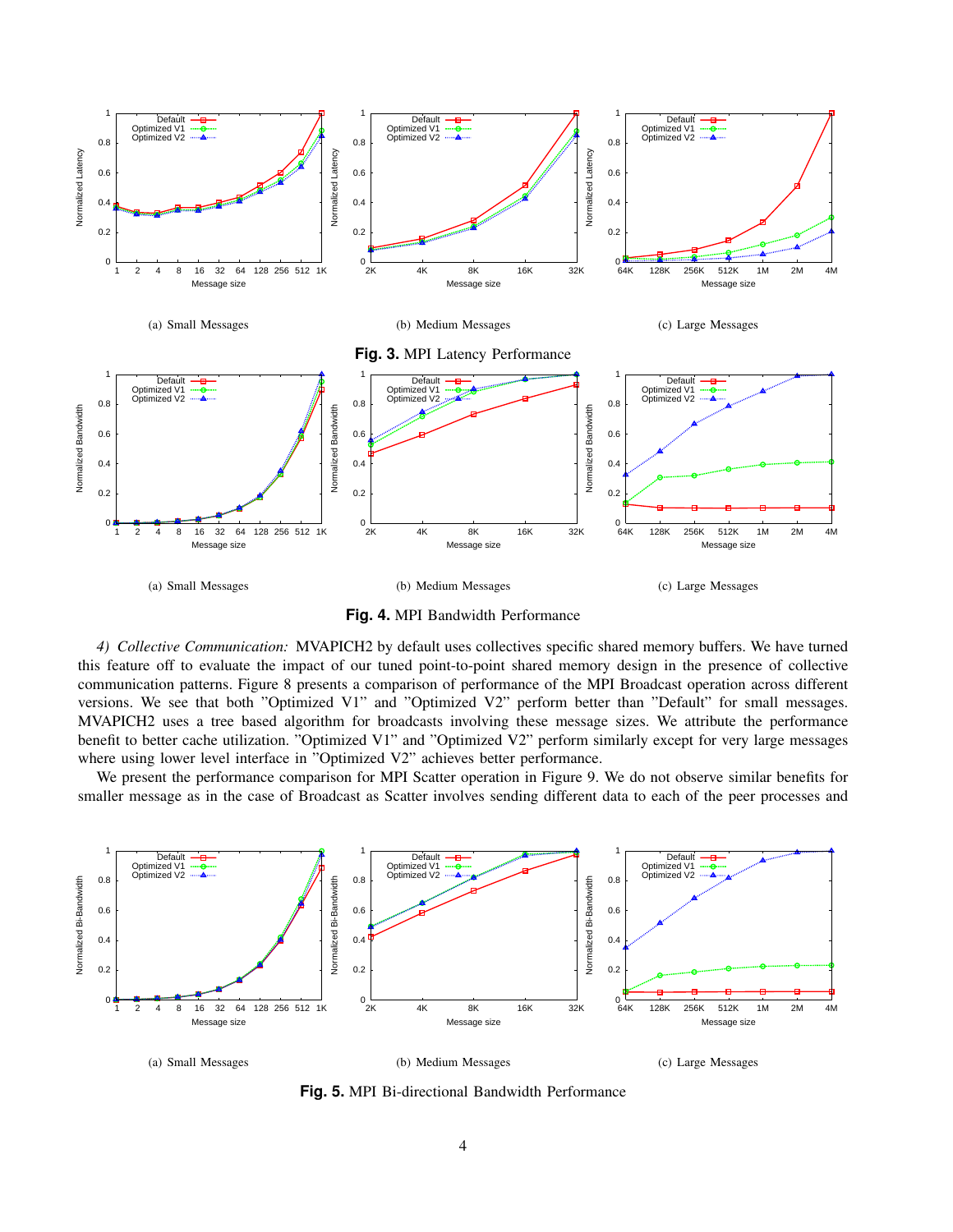(a) Small Messages

(b) Medium Messages

(c) Large Messages

**Fig. 3.** MPI Latency Performance

(a) Small Messages

(b) Medium Messages

(c) Large Messages

**Fig. 4.** MPI Bandwidth Performance

*4) Collective Communication:* MVAPICH2 by default uses collectives specific shared memory buffers. We have turned this feature off to evaluate the impact of our tuned point-to-point shared memory design in the presence of collective communication patterns. Figure 8 presents a comparison of performance of the MPI Broadcast operation across different versions. We see that both "Optimized V1" and "Optimized V2" perform better than "Default" for small messages. MVAPICH2 uses a tree based algorithm for broadcasts involving these message sizes. We attribute the performance benefit to better cache utilization. "Optimized V1" and "Optimized V2" perform similarly except for very large messages where using lower level interface in "Optimized V2" achieves better performance.

We present the performance comparison for MPI Scatter operation in Figure 9. We do not observe similar benefits for smaller message as in the case of Broadcast as Scatter involves sending different data to each of the peer processes and

(a) Small Messages

(b) Medium Messages

(c) Large Messages

**Fig. 5.** MPI Bi-directional Bandwidth Performance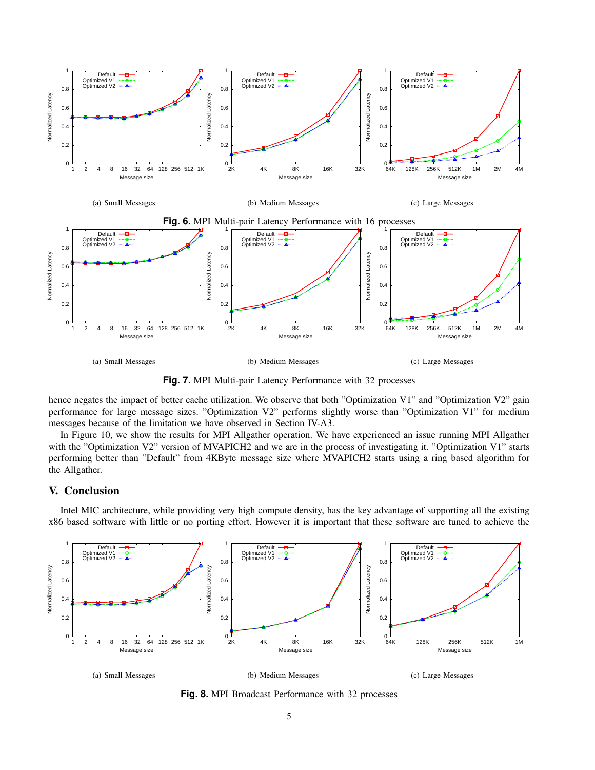Default
Optimized V1
Optimized V2

Normalized Latency

Message size

(a) Small Messages

(b) Medium Messages

(c) Large Messages

**Fig. 6.** MPI Multi-pair Latency Performance with 16 processes

(a) Small Messages

(b) Medium Messages

(c) Large Messages

**Fig. 7.** MPI Multi-pair Latency Performance with 32 processes

hence negates the impact of better cache utilization. We observe that both "Optimization V1" and "Optimization V2" gain performance for large message sizes. "Optimization V2" performs slightly worse than "Optimization V1" for medium messages because of the limitation we have observed in Section IV-A3.

In Figure 10, we show the results for MPI Allgather operation. We have experienced an issue running MPI Allgather with the "Optimization V2" version of MVAPICH2 and we are in the process of investigating it. "Optimization V1" starts performing better than "Default" from 4KByte message size where MVAPICH2 starts using a ring based algorithm for the Allgather.

## V. Conclusion

Intel MIC architecture, while providing very high compute density, has the key advantage of supporting all the existing x86 based software with little or no porting effort. However it is important that these software are tuned to achieve the

(a) Small Messages

(b) Medium Messages

(c) Large Messages

**Fig. 8.** MPI Broadcast Performance with 32 processes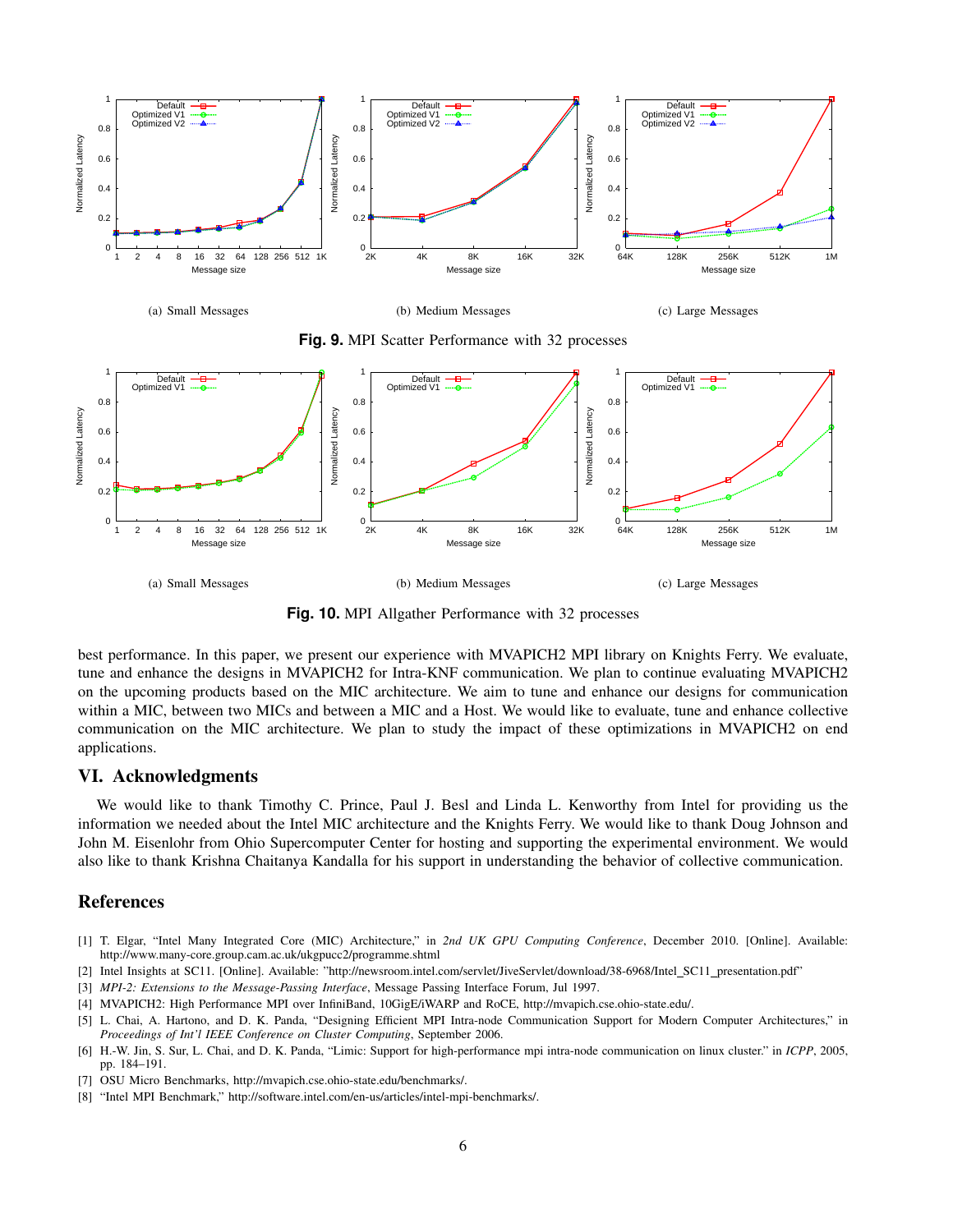Default
Optimized V1
Optimized V2

Normalized Latency

Message size

1 2 4 8 16 32 64 128 256 512 1K

(a) Small Messages

Default
Optimized V1
Optimized V2

Normalized Latency

Message size

2K 4K 8K 16K 32K

(b) Medium Messages

Default
Optimized V1
Optimized V2

Normalized Latency

Message size

64K 128K 256K 512K 1M

(c) Large Messages

**Fig. 9.** MPI Scatter Performance with 32 processes

Default
Optimized V1

Normalized Latency

Message size

1 2 4 8 16 32 64 128 256 512 1K

(a) Small Messages

Default
Optimized V1

Normalized Latency

Message size

2K 4K 8K 16K 32K

(b) Medium Messages

Default
Optimized V1

Normalized Latency

Message size

64K 128K 256K 512K 1M

(c) Large Messages

**Fig. 10.** MPI Allgather Performance with 32 processes

best performance. In this paper, we present our experience with MVAPICH2 MPI library on Knights Ferry. We evaluate, tune and enhance the designs in MVAPICH2 for Intra-KNF communication. We plan to continue evaluating MVAPICH2 on the upcoming products based on the MIC architecture. We aim to tune and enhance our designs for communication within a MIC, between two MICs and between a MIC and a Host. We would like to evaluate, tune and enhance collective communication on the MIC architecture. We plan to study the impact of these optimizations in MVAPICH2 on end applications.

## VI. Acknowledgments

We would like to thank Timothy C. Prince, Paul J. Besl and Linda L. Kenworthy from Intel for providing us the information we needed about the Intel MIC architecture and the Knights Ferry. We would like to thank Doug Johnson and John M. Eisenlohr from Ohio Supercomputer Center for hosting and supporting the experimental environment. We would also like to thank Krishna Chaitanya Kandalla for his support in understanding the behavior of collective communication.

## References

[1] T. Elgar, "Intel Many Integrated Core (MIC) Architecture," in *2nd UK GPU Computing Conference*, December 2010. [Online]. Available: http://www.many-core.group.cam.ac.uk/ukgpucc2/programme.shtml

[2] Intel Insights at SC11. [Online]. Available: "http://newsroom.intel.com/servlet/JiveServlet/download/38-6968/Intel_SC11_presentation.pdf"

[3] *MPI-2: Extensions to the Message-Passing Interface*, Message Passing Interface Forum, Jul 1997.

[4] MVAPICH2: High Performance MPI over InfiniBand, 10GigE/iWARP and RoCE, http://mvapich.cse.ohio-state.edu/.

[5] L. Chai, A. Hartono, and D. K. Panda, "Designing Efficient MPI Intra-node Communication Support for Modern Computer Architectures," in *Proceedings of Int'l IEEE Conference on Cluster Computing*, September 2006.

[6] H.-W. Jin, S. Sur, L. Chai, and D. K. Panda, "Limic: Support for high-performance mpi intra-node communication on linux cluster." in *ICPP*, 2005, pp. 184–191.

[7] OSU Micro Benchmarks, http://mvapich.cse.ohio-state.edu/benchmarks/.

[8] "Intel MPI Benchmark," http://software.intel.com/en-us/articles/intel-mpi-benchmarks/.